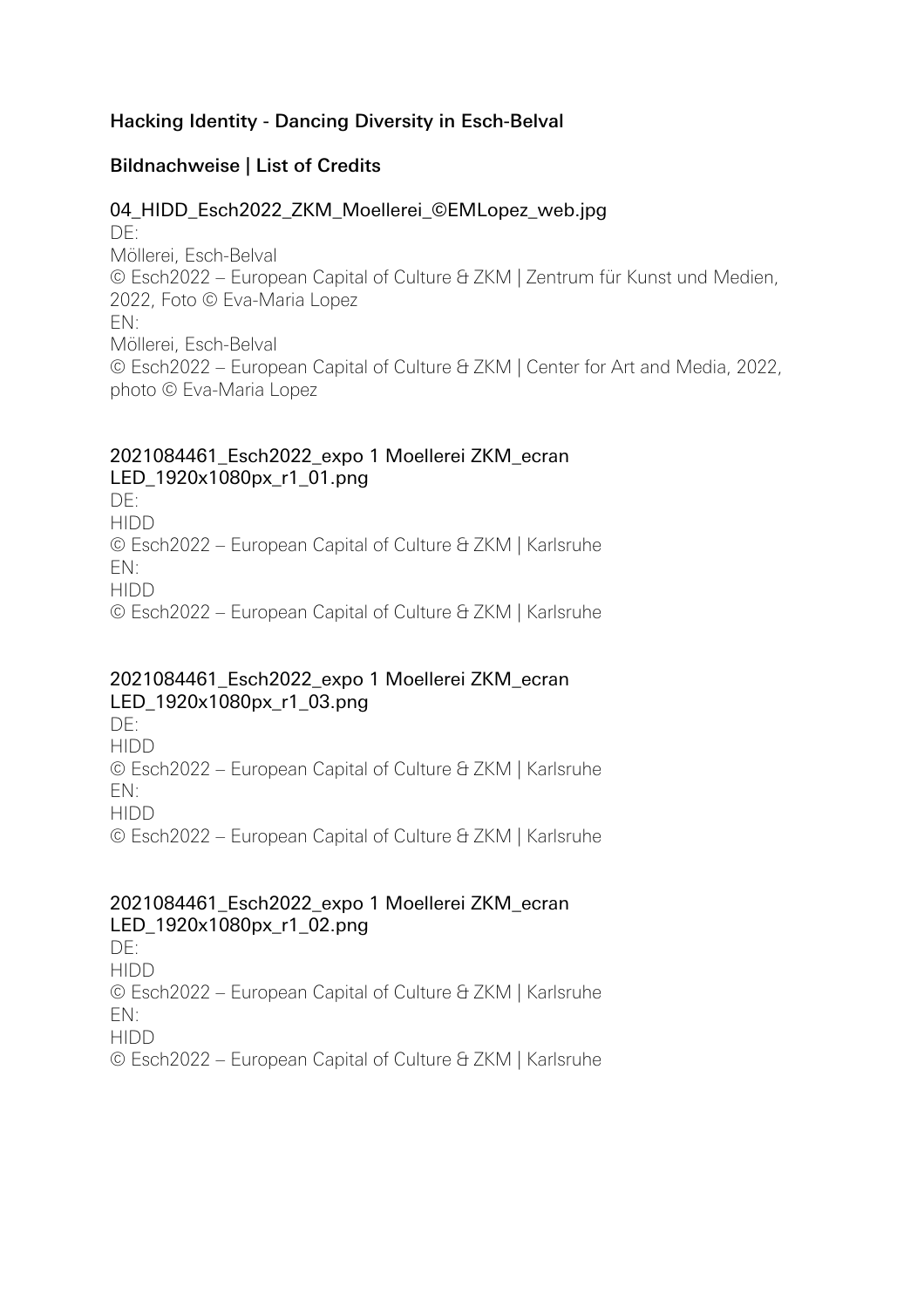## Hacking Identity - Dancing Diversity in Esch-Belval

## Bildnachweise | List of Credits

### 04_HIDD_Esch2022_ZKM_Moellerei_©EMLopez_web.jpg

DE:
Möllerei, Esch-Belval
© Esch2022 – European Capital of Culture & ZKM | Zentrum für Kunst und Medien, 2022, Foto © Eva-Maria Lopez
EN:
Möllerei, Esch-Belval
© Esch2022 – European Capital of Culture & ZKM | Center for Art and Media, 2022, photo © Eva-Maria Lopez

### 2021084461_Esch2022_expo 1 Moellerei ZKM_ecran LED_1920x1080px_r1_01.png

DE:
HIDD
© Esch2022 – European Capital of Culture & ZKM | Karlsruhe
EN:
HIDD
© Esch2022 – European Capital of Culture & ZKM | Karlsruhe

### 2021084461_Esch2022_expo 1 Moellerei ZKM_ecran LED_1920x1080px_r1_03.png

DE:
HIDD
© Esch2022 – European Capital of Culture & ZKM | Karlsruhe
EN:
HIDD
© Esch2022 – European Capital of Culture & ZKM | Karlsruhe

### 2021084461_Esch2022_expo 1 Moellerei ZKM_ecran LED_1920x1080px_r1_02.png

DE:
HIDD
© Esch2022 – European Capital of Culture & ZKM | Karlsruhe
EN:
HIDD
© Esch2022 – European Capital of Culture & ZKM | Karlsruhe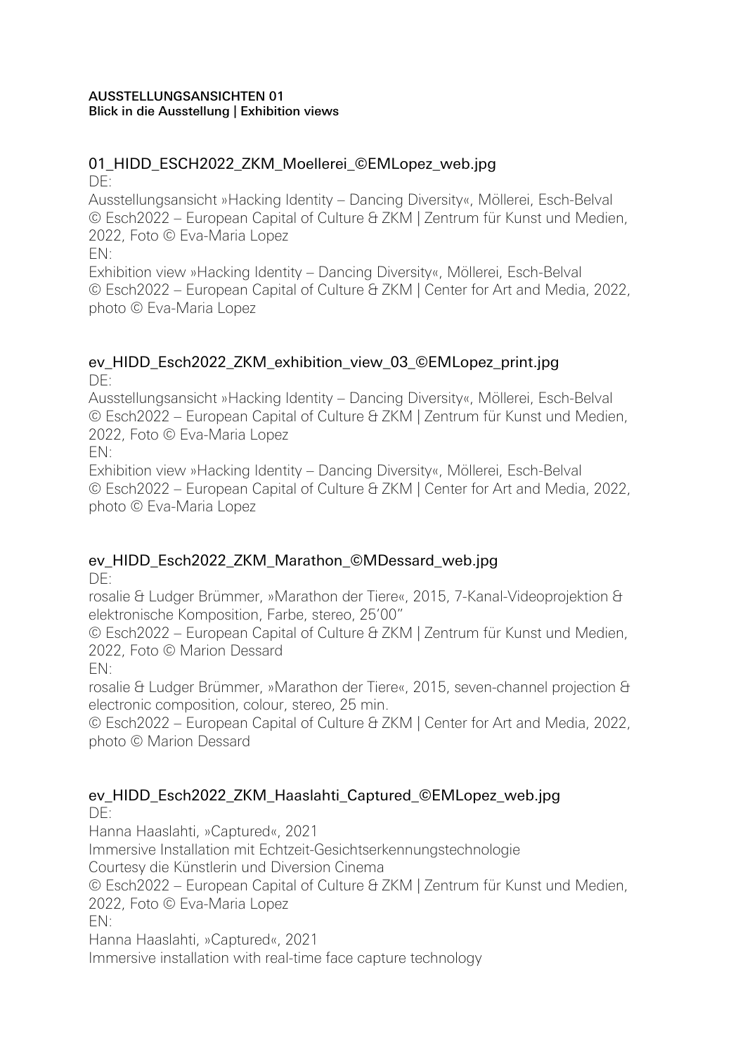**AUSSTELLUNGSANSICHTEN 01**
**Blick in die Ausstellung | Exhibition views**

01_HIDD_ESCH2022_ZKM_Moellerei_©EMLopez_web.jpg

DE:

Ausstellungsansicht »Hacking Identity – Dancing Diversity«, Möllerei, Esch-Belval
© Esch2022 – European Capital of Culture & ZKM | Zentrum für Kunst und Medien, 2022, Foto © Eva-Maria Lopez

EN:

Exhibition view »Hacking Identity – Dancing Diversity«, Möllerei, Esch-Belval
© Esch2022 – European Capital of Culture & ZKM | Center for Art and Media, 2022, photo © Eva-Maria Lopez

ev_HIDD_Esch2022_ZKM_exhibition_view_03_©EMLopez_print.jpg

DE:

Ausstellungsansicht »Hacking Identity – Dancing Diversity«, Möllerei, Esch-Belval
© Esch2022 – European Capital of Culture & ZKM | Zentrum für Kunst und Medien, 2022, Foto © Eva-Maria Lopez

EN:

Exhibition view »Hacking Identity – Dancing Diversity«, Möllerei, Esch-Belval
© Esch2022 – European Capital of Culture & ZKM | Center for Art and Media, 2022, photo © Eva-Maria Lopez

ev_HIDD_Esch2022_ZKM_Marathon_©MDessard_web.jpg

DE:

rosalie & Ludger Brümmer, »Marathon der Tiere«, 2015, 7-Kanal-Videoprojektion & elektronische Komposition, Farbe, stereo, 25'00"
© Esch2022 – European Capital of Culture & ZKM | Zentrum für Kunst und Medien, 2022, Foto © Marion Dessard

EN:

rosalie & Ludger Brümmer, »Marathon der Tiere«, 2015, seven-channel projection & electronic composition, colour, stereo, 25 min.
© Esch2022 – European Capital of Culture & ZKM | Center for Art and Media, 2022, photo © Marion Dessard

ev_HIDD_Esch2022_ZKM_Haaslahti_Captured_©EMLopez_web.jpg

DE:

Hanna Haaslahti, »Captured«, 2021
Immersive Installation mit Echtzeit-Gesichtserkennungstechnologie
Courtesy die Künstlerin und Diversion Cinema
© Esch2022 – European Capital of Culture & ZKM | Zentrum für Kunst und Medien, 2022, Foto © Eva-Maria Lopez

EN:

Hanna Haaslahti, »Captured«, 2021
Immersive installation with real-time face capture technology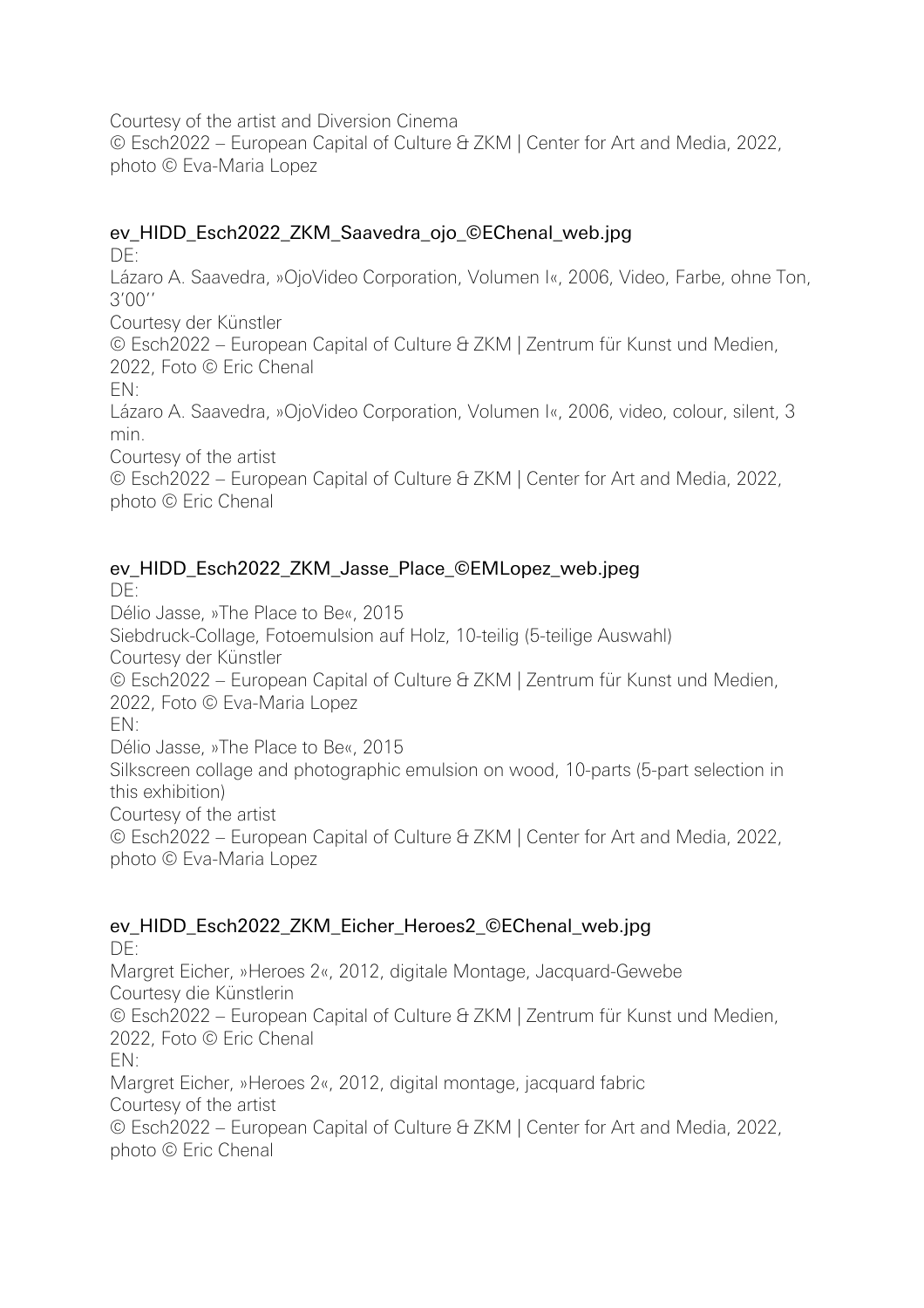Courtesy of the artist and Diversion Cinema
© Esch2022 – European Capital of Culture & ZKM | Center for Art and Media, 2022, photo © Eva-Maria Lopez

ev_HIDD_Esch2022_ZKM_Saavedra_ojo_©EChenal_web.jpg

DE:
Lázaro A. Saavedra, »OjoVideo Corporation, Volumen I«, 2006, Video, Farbe, ohne Ton, 3'00''
Courtesy der Künstler
© Esch2022 – European Capital of Culture & ZKM | Zentrum für Kunst und Medien, 2022, Foto © Eric Chenal

EN:
Lázaro A. Saavedra, »OjoVideo Corporation, Volumen I«, 2006, video, colour, silent, 3 min.
Courtesy of the artist
© Esch2022 – European Capital of Culture & ZKM | Center for Art and Media, 2022, photo © Eric Chenal

ev_HIDD_Esch2022_ZKM_Jasse_Place_©EMLopez_web.jpeg

DE:
Délio Jasse, »The Place to Be«, 2015
Siebdruck-Collage, Fotoemulsion auf Holz, 10-teilig (5-teilige Auswahl)
Courtesy der Künstler
© Esch2022 – European Capital of Culture & ZKM | Zentrum für Kunst und Medien, 2022, Foto © Eva-Maria Lopez

EN:
Délio Jasse, »The Place to Be«, 2015
Silkscreen collage and photographic emulsion on wood, 10-parts (5-part selection in this exhibition)
Courtesy of the artist
© Esch2022 – European Capital of Culture & ZKM | Center for Art and Media, 2022, photo © Eva-Maria Lopez

ev_HIDD_Esch2022_ZKM_Eicher_Heroes2_©EChenal_web.jpg

DE:
Margret Eicher, »Heroes 2«, 2012, digitale Montage, Jacquard-Gewebe
Courtesy die Künstlerin
© Esch2022 – European Capital of Culture & ZKM | Zentrum für Kunst und Medien, 2022, Foto © Eric Chenal

EN:
Margret Eicher, »Heroes 2«, 2012, digital montage, jacquard fabric
Courtesy of the artist
© Esch2022 – European Capital of Culture & ZKM | Center for Art and Media, 2022, photo © Eric Chenal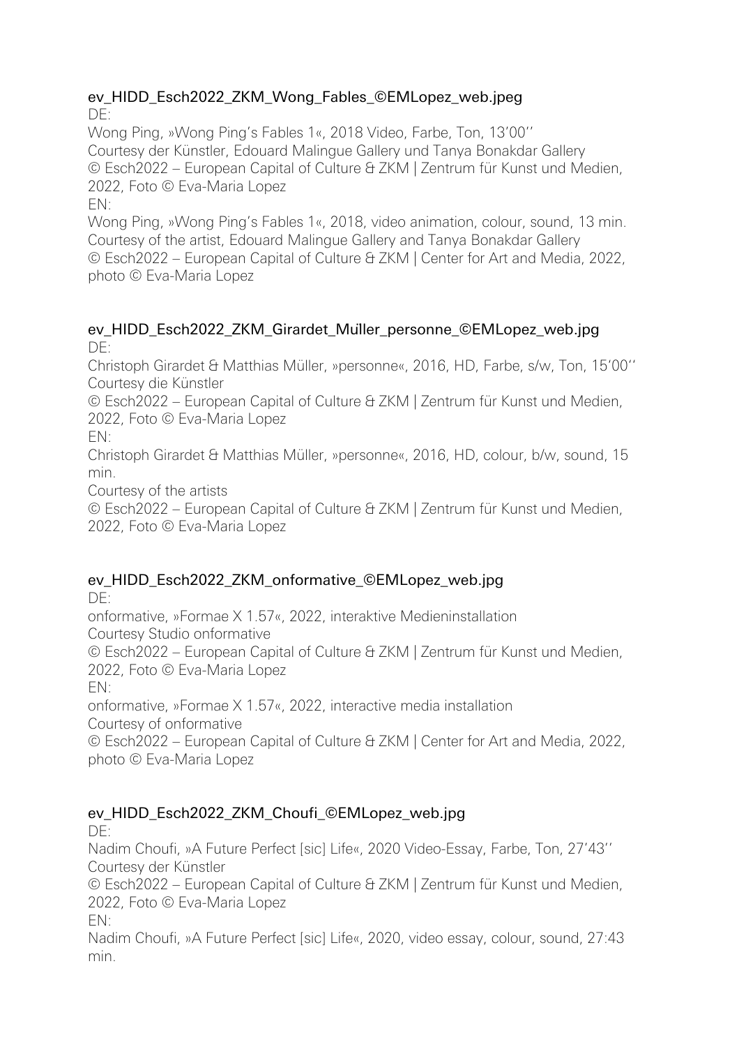ev_HIDD_Esch2022_ZKM_Wong_Fables_©EMLopez_web.jpeg
DE:
Wong Ping, »Wong Ping's Fables 1«, 2018 Video, Farbe, Ton, 13'00''
Courtesy der Künstler, Edouard Malingue Gallery und Tanya Bonakdar Gallery
© Esch2022 – European Capital of Culture & ZKM | Zentrum für Kunst und Medien, 2022, Foto © Eva-Maria Lopez
EN:
Wong Ping, »Wong Ping's Fables 1«, 2018, video animation, colour, sound, 13 min.
Courtesy of the artist, Edouard Malingue Gallery and Tanya Bonakdar Gallery
© Esch2022 – European Capital of Culture & ZKM | Center for Art and Media, 2022, photo © Eva-Maria Lopez

ev_HIDD_Esch2022_ZKM_Girardet_Muller_personne_©EMLopez_web.jpg
DE:
Christoph Girardet & Matthias Müller, »personne«, 2016, HD, Farbe, s/w, Ton, 15'00''
Courtesy die Künstler
© Esch2022 – European Capital of Culture & ZKM | Zentrum für Kunst und Medien, 2022, Foto © Eva-Maria Lopez
EN:
Christoph Girardet & Matthias Müller, »personne«, 2016, HD, colour, b/w, sound, 15 min.
Courtesy of the artists
© Esch2022 – European Capital of Culture & ZKM | Zentrum für Kunst und Medien, 2022, Foto © Eva-Maria Lopez

ev_HIDD_Esch2022_ZKM_onformative_©EMLopez_web.jpg
DE:
onformative, »Formae X 1.57«, 2022, interaktive Medieninstallation
Courtesy Studio onformative
© Esch2022 – European Capital of Culture & ZKM | Zentrum für Kunst und Medien, 2022, Foto © Eva-Maria Lopez
EN:
onformative, »Formae X 1.57«, 2022, interactive media installation
Courtesy of onformative
© Esch2022 – European Capital of Culture & ZKM | Center for Art and Media, 2022, photo © Eva-Maria Lopez

ev_HIDD_Esch2022_ZKM_Choufi_©EMLopez_web.jpg
DE:
Nadim Choufi, »A Future Perfect [sic] Life«, 2020 Video-Essay, Farbe, Ton, 27'43''
Courtesy der Künstler
© Esch2022 – European Capital of Culture & ZKM | Zentrum für Kunst und Medien, 2022, Foto © Eva-Maria Lopez
EN:
Nadim Choufi, »A Future Perfect [sic] Life«, 2020, video essay, colour, sound, 27:43 min.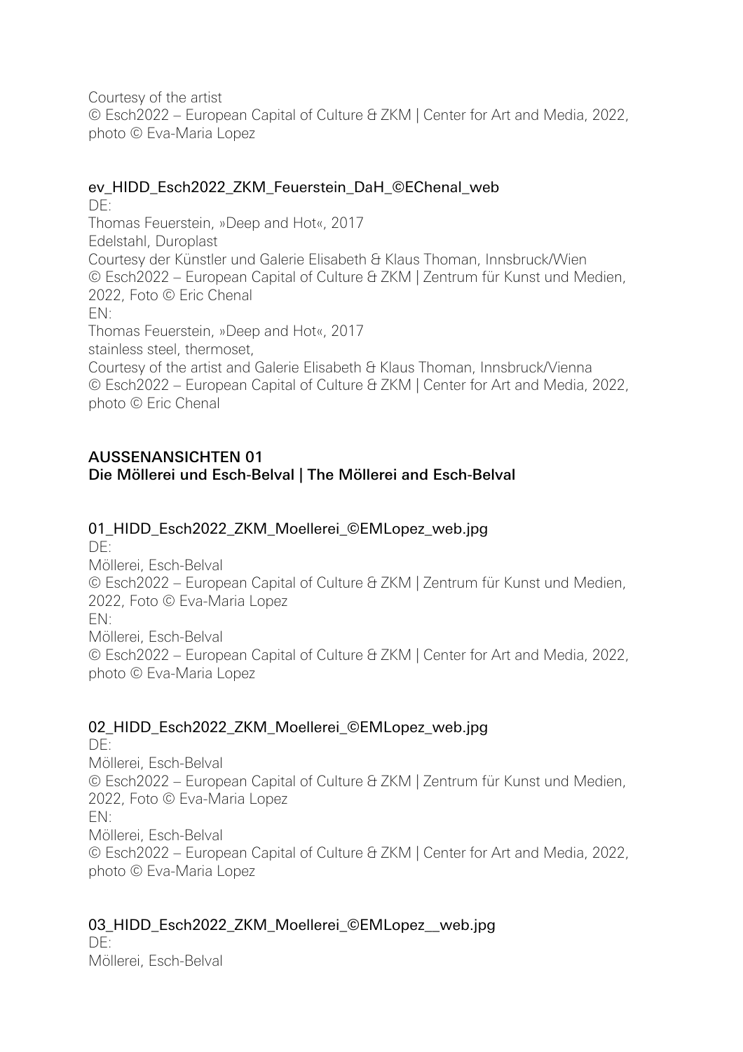Courtesy of the artist
© Esch2022 – European Capital of Culture & ZKM | Center for Art and Media, 2022, photo © Eva-Maria Lopez

ev_HIDD_Esch2022_ZKM_Feuerstein_DaH_©EChenal_web
DE:
Thomas Feuerstein, »Deep and Hot«, 2017
Edelstahl, Duroplast
Courtesy der Künstler und Galerie Elisabeth & Klaus Thoman, Innsbruck/Wien
© Esch2022 – European Capital of Culture & ZKM | Zentrum für Kunst und Medien, 2022, Foto © Eric Chenal
EN:
Thomas Feuerstein, »Deep and Hot«, 2017
stainless steel, thermoset,
Courtesy of the artist and Galerie Elisabeth & Klaus Thoman, Innsbruck/Vienna
© Esch2022 – European Capital of Culture & ZKM | Center for Art and Media, 2022, photo © Eric Chenal

**AUSSENANSICHTEN 01**
**Die Möllerei und Esch-Belval | The Möllerei and Esch-Belval**

01_HIDD_Esch2022_ZKM_Moellerei_©EMLopez_web.jpg
DE:
Möllerei, Esch-Belval
© Esch2022 – European Capital of Culture & ZKM | Zentrum für Kunst und Medien, 2022, Foto © Eva-Maria Lopez
EN:
Möllerei, Esch-Belval
© Esch2022 – European Capital of Culture & ZKM | Center for Art and Media, 2022, photo © Eva-Maria Lopez

02_HIDD_Esch2022_ZKM_Moellerei_©EMLopez_web.jpg
DE:
Möllerei, Esch-Belval
© Esch2022 – European Capital of Culture & ZKM | Zentrum für Kunst und Medien, 2022, Foto © Eva-Maria Lopez
EN:
Möllerei, Esch-Belval
© Esch2022 – European Capital of Culture & ZKM | Center for Art and Media, 2022, photo © Eva-Maria Lopez

03_HIDD_Esch2022_ZKM_Moellerei_©EMLopez__web.jpg
DE:
Möllerei, Esch-Belval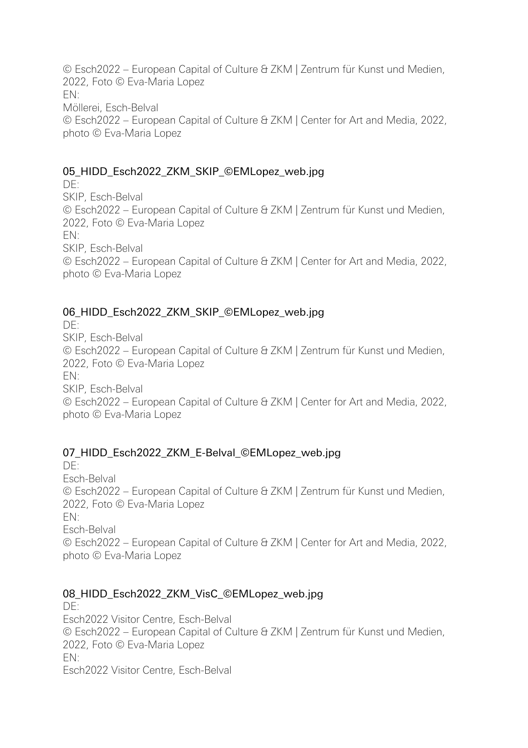© Esch2022 – European Capital of Culture & ZKM | Zentrum für Kunst und Medien, 2022, Foto © Eva-Maria Lopez
EN:
Möllerei, Esch-Belval
© Esch2022 – European Capital of Culture & ZKM | Center for Art and Media, 2022, photo © Eva-Maria Lopez

05_HIDD_Esch2022_ZKM_SKIP_©EMLopez_web.jpg
DE:
SKIP, Esch-Belval
© Esch2022 – European Capital of Culture & ZKM | Zentrum für Kunst und Medien, 2022, Foto © Eva-Maria Lopez
EN:
SKIP, Esch-Belval
© Esch2022 – European Capital of Culture & ZKM | Center for Art and Media, 2022, photo © Eva-Maria Lopez

06_HIDD_Esch2022_ZKM_SKIP_©EMLopez_web.jpg
DE:
SKIP, Esch-Belval
© Esch2022 – European Capital of Culture & ZKM | Zentrum für Kunst und Medien, 2022, Foto © Eva-Maria Lopez
EN:
SKIP, Esch-Belval
© Esch2022 – European Capital of Culture & ZKM | Center for Art and Media, 2022, photo © Eva-Maria Lopez

07_HIDD_Esch2022_ZKM_E-Belval_©EMLopez_web.jpg
DE:
Esch-Belval
© Esch2022 – European Capital of Culture & ZKM | Zentrum für Kunst und Medien, 2022, Foto © Eva-Maria Lopez
EN:
Esch-Belval
© Esch2022 – European Capital of Culture & ZKM | Center for Art and Media, 2022, photo © Eva-Maria Lopez

08_HIDD_Esch2022_ZKM_VisC_©EMLopez_web.jpg
DE:
Esch2022 Visitor Centre, Esch-Belval
© Esch2022 – European Capital of Culture & ZKM | Zentrum für Kunst und Medien, 2022, Foto © Eva-Maria Lopez
EN:
Esch2022 Visitor Centre, Esch-Belval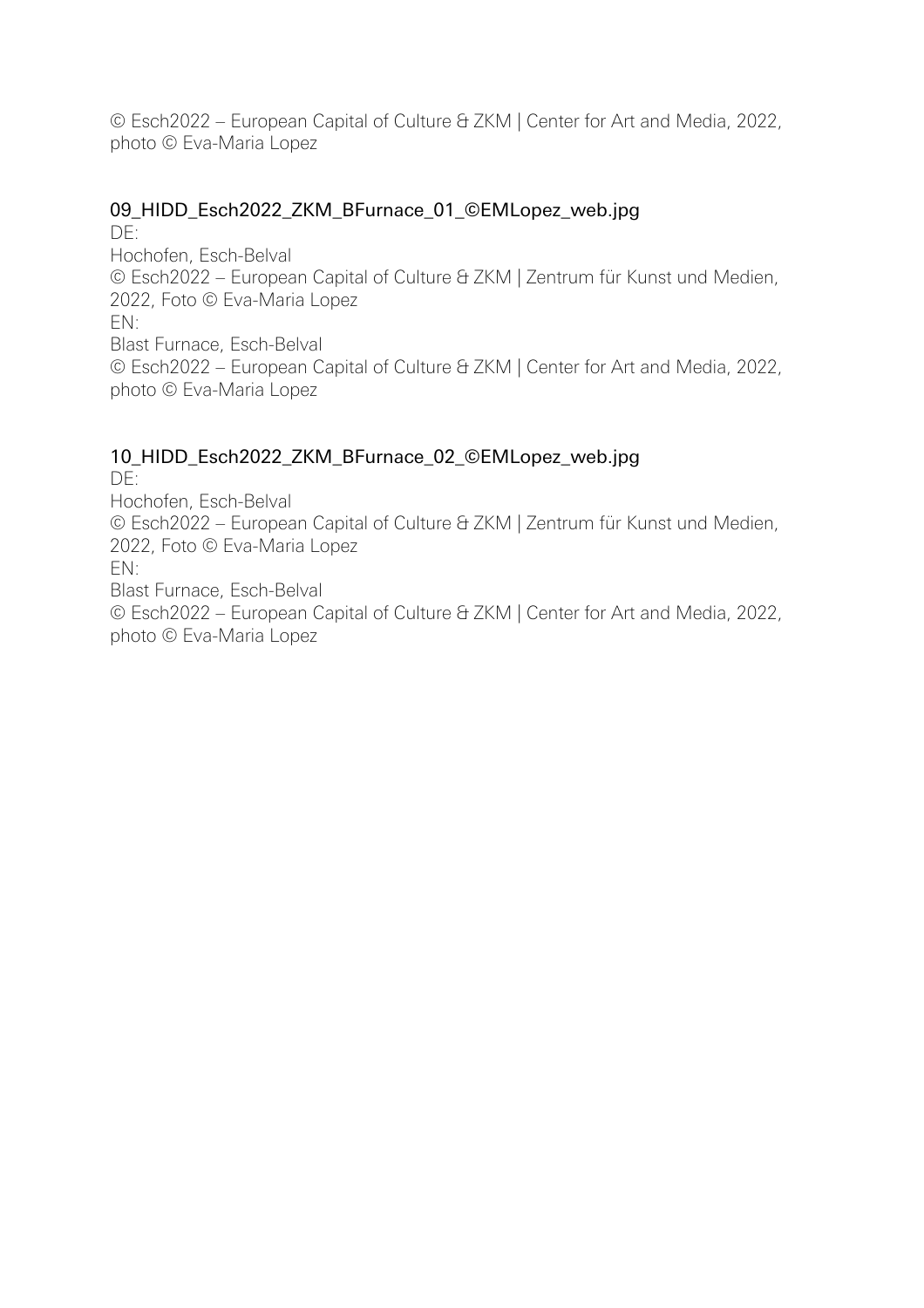© Esch2022 – European Capital of Culture & ZKM | Center for Art and Media, 2022, photo © Eva-Maria Lopez

09_HIDD_Esch2022_ZKM_BFurnace_01_©EMLopez_web.jpg
DE:
Hochofen, Esch-Belval
© Esch2022 – European Capital of Culture & ZKM | Zentrum für Kunst und Medien, 2022, Foto © Eva-Maria Lopez
EN:
Blast Furnace, Esch-Belval
© Esch2022 – European Capital of Culture & ZKM | Center for Art and Media, 2022, photo © Eva-Maria Lopez

10_HIDD_Esch2022_ZKM_BFurnace_02_©EMLopez_web.jpg
DE:
Hochofen, Esch-Belval
© Esch2022 – European Capital of Culture & ZKM | Zentrum für Kunst und Medien, 2022, Foto © Eva-Maria Lopez
EN:
Blast Furnace, Esch-Belval
© Esch2022 – European Capital of Culture & ZKM | Center for Art and Media, 2022, photo © Eva-Maria Lopez